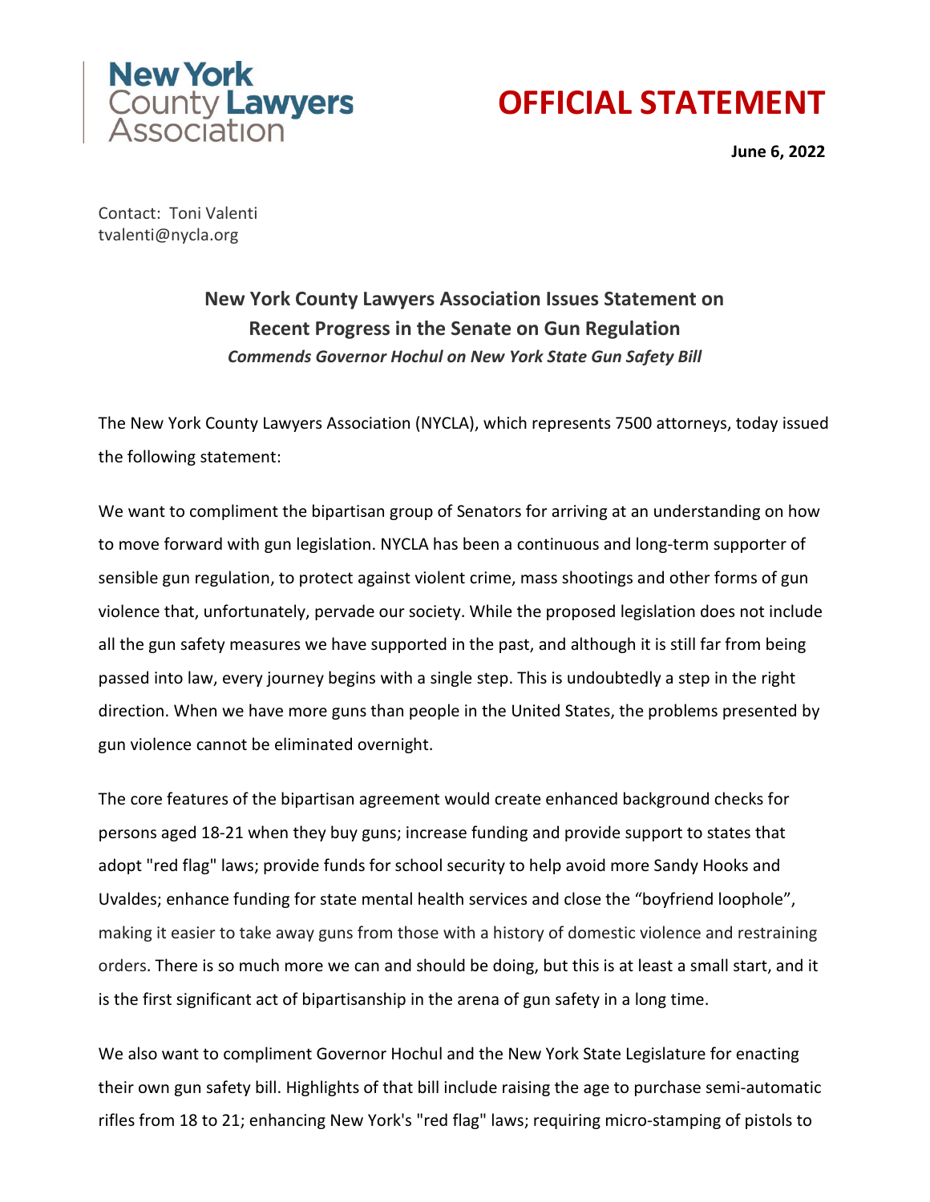**New York County Lawyers Association**

# OFFICIAL STATEMENT

**June 6, 2022**

Contact: Toni Valenti
tvalenti@nycla.org

## New York County Lawyers Association Issues Statement on Recent Progress in the Senate on Gun Regulation

***Commends Governor Hochul on New York State Gun Safety Bill***

The New York County Lawyers Association (NYCLA), which represents 7500 attorneys, today issued the following statement:

We want to compliment the bipartisan group of Senators for arriving at an understanding on how to move forward with gun legislation. NYCLA has been a continuous and long-term supporter of sensible gun regulation, to protect against violent crime, mass shootings and other forms of gun violence that, unfortunately, pervade our society. While the proposed legislation does not include all the gun safety measures we have supported in the past, and although it is still far from being passed into law, every journey begins with a single step. This is undoubtedly a step in the right direction. When we have more guns than people in the United States, the problems presented by gun violence cannot be eliminated overnight.

The core features of the bipartisan agreement would create enhanced background checks for persons aged 18-21 when they buy guns; increase funding and provide support to states that adopt "red flag" laws; provide funds for school security to help avoid more Sandy Hooks and Uvaldes; enhance funding for state mental health services and close the "boyfriend loophole", making it easier to take away guns from those with a history of domestic violence and restraining orders. There is so much more we can and should be doing, but this is at least a small start, and it is the first significant act of bipartisanship in the arena of gun safety in a long time.

We also want to compliment Governor Hochul and the New York State Legislature for enacting their own gun safety bill. Highlights of that bill include raising the age to purchase semi-automatic rifles from 18 to 21; enhancing New York's "red flag" laws; requiring micro-stamping of pistols to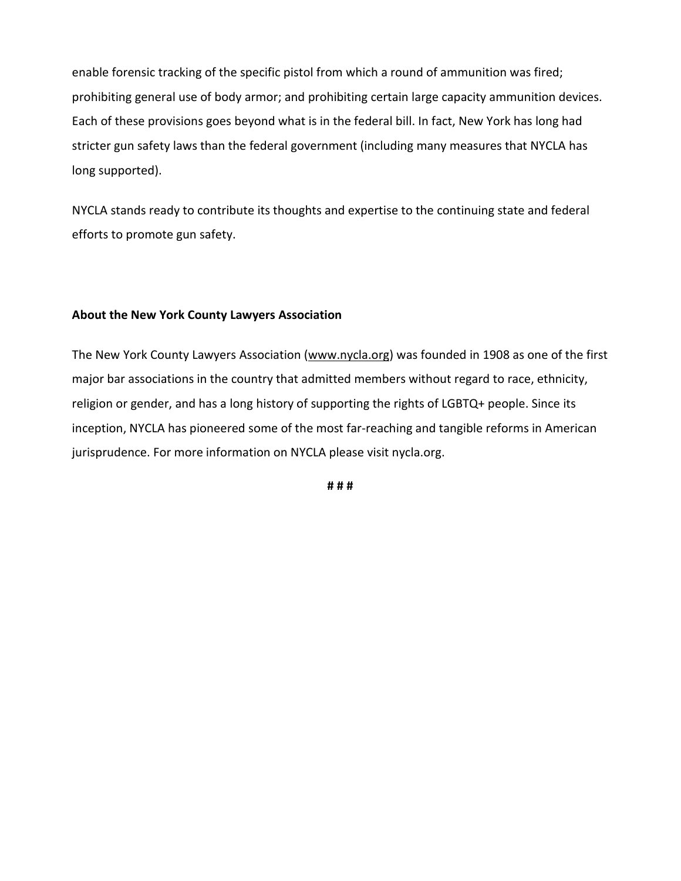enable forensic tracking of the specific pistol from which a round of ammunition was fired; prohibiting general use of body armor; and prohibiting certain large capacity ammunition devices. Each of these provisions goes beyond what is in the federal bill. In fact, New York has long had stricter gun safety laws than the federal government (including many measures that NYCLA has long supported).

NYCLA stands ready to contribute its thoughts and expertise to the continuing state and federal efforts to promote gun safety.

**About the New York County Lawyers Association**

The New York County Lawyers Association (www.nycla.org) was founded in 1908 as one of the first major bar associations in the country that admitted members without regard to race, ethnicity, religion or gender, and has a long history of supporting the rights of LGBTQ+ people. Since its inception, NYCLA has pioneered some of the most far-reaching and tangible reforms in American jurisprudence. For more information on NYCLA please visit nycla.org.

**# # #**